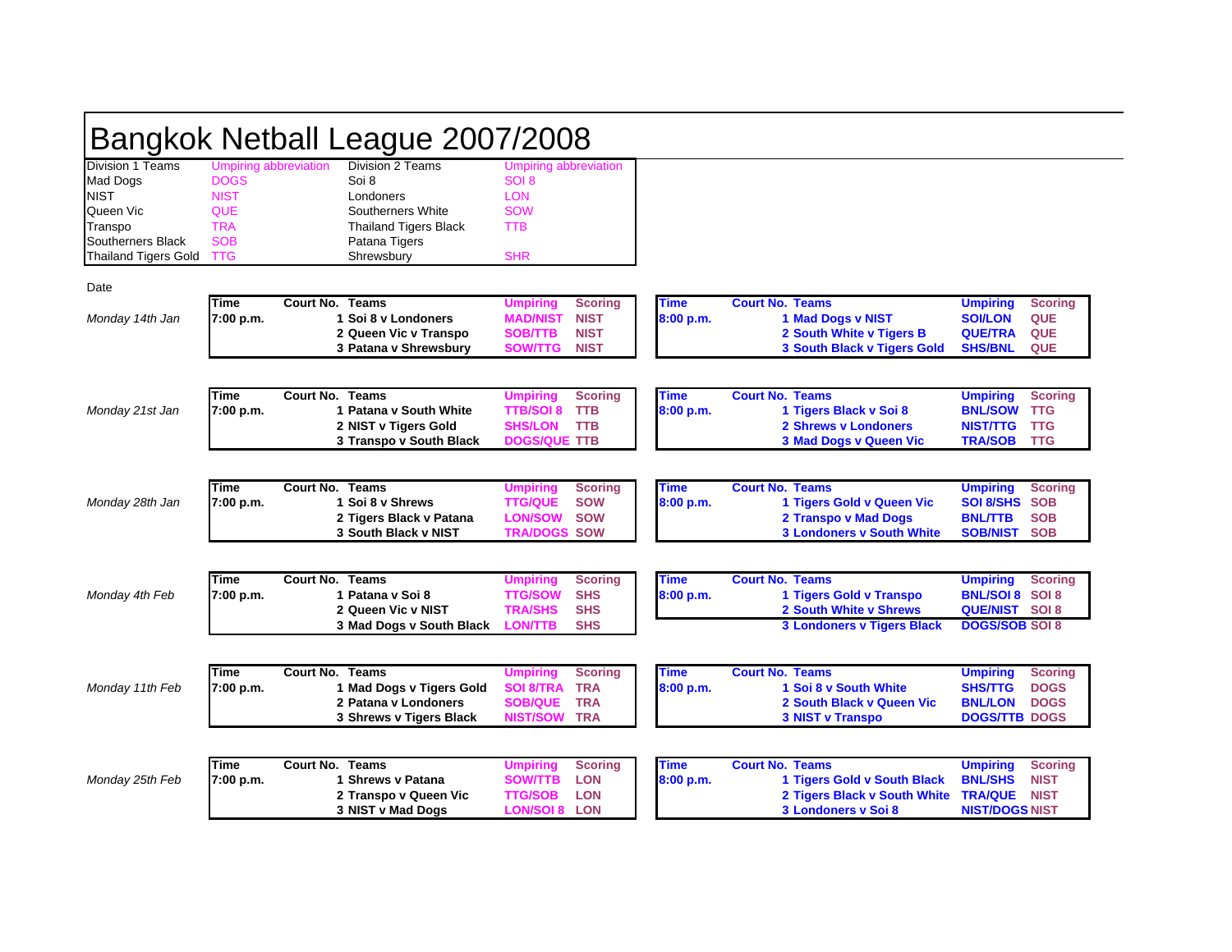# Bangkok Netball League 2007/2008

| Division 1 Teams | Umpiring abbreviation | Division 2 Teams | Umpiring abbreviation |
|---|---|---|---|
| Mad Dogs | DOGS | Soi 8 | SOI 8 |
| NIST | NIST | Londoners | LON |
| Queen Vic | QUE | Southerners White | SOW |
| Transpo | TRA | Thailand Tigers Black | TTB |
| Southerners Black | SOB | Patana Tigers | |
| Thailand Tigers Gold | TTG | Shrewsbury | SHR |

| Date | Time | Court No. | Teams | Umpiring | Scoring | Time | Court No. | Teams | Umpiring | Scoring |
|---|---|---|---|---|---|---|---|---|---|---|
| *Monday 14th Jan* | **7:00 p.m.** | **1** | **Soi 8 v Londoners** | **MAD/NIST** | **NIST** | **8:00 p.m.** | **1** | **Mad Dogs v NIST** | **SOI/LON** | **QUE** |
| | | **2** | **Queen Vic v Transpo** | **SOB/TTB** | **NIST** | | **2** | **South White v Tigers B** | **QUE/TRA** | **QUE** |
| | | **3** | **Patana v Shrewsbury** | **SOW/TTG** | **NIST** | | **3** | **South Black v Tigers Gold** | **SHS/BNL** | **QUE** |
| *Monday 21st Jan* | **7:00 p.m.** | **1** | **Patana v South White** | **TTB/SOI 8** | **TTB** | **8:00 p.m.** | **1** | **Tigers Black v Soi 8** | **BNL/SOW** | **TTG** |
| | | **2** | **NIST v Tigers Gold** | **SHS/LON** | **TTB** | | **2** | **Shrews v Londoners** | **NIST/TTG** | **TTG** |
| | | **3** | **Transpo v South Black** | **DOGS/QUE** | **TTB** | | **3** | **Mad Dogs v Queen Vic** | **TRA/SOB** | **TTG** |
| *Monday 28th Jan* | **7:00 p.m.** | **1** | **Soi 8 v Shrews** | **TTG/QUE** | **SOW** | **8:00 p.m.** | **1** | **Tigers Gold v Queen Vic** | **SOI 8/SHS** | **SOB** |
| | | **2** | **Tigers Black v Patana** | **LON/SOW** | **SOW** | | **2** | **Transpo v Mad Dogs** | **BNL/TTB** | **SOB** |
| | | **3** | **South Black v NIST** | **TRA/DOGS** | **SOW** | | **3** | **Londoners v South White** | **SOB/NIST** | **SOB** |
| *Monday 4th Feb* | **7:00 p.m.** | **1** | **Patana v Soi 8** | **TTG/SOW** | **SHS** | **8:00 p.m.** | **1** | **Tigers Gold v Transpo** | **BNL/SOI 8** | **SOI 8** |
| | | **2** | **Queen Vic v NIST** | **TRA/SHS** | **SHS** | | **2** | **South White v Shrews** | **QUE/NIST** | **SOI 8** |
| | | **3** | **Mad Dogs v South Black** | **LON/TTB** | **SHS** | | **3** | **Londoners v Tigers Black** | **DOGS/SOB** | **SOI 8** |
| *Monday 11th Feb* | **7:00 p.m.** | **1** | **Mad Dogs v Tigers Gold** | **SOI 8/TRA** | **TRA** | **8:00 p.m.** | **1** | **Soi 8 v South White** | **SHS/TTG** | **DOGS** |
| | | **2** | **Patana v Londoners** | **SOB/QUE** | **TRA** | | **2** | **South Black v Queen Vic** | **BNL/LON** | **DOGS** |
| | | **3** | **Shrews v Tigers Black** | **NIST/SOW** | **TRA** | | **3** | **NIST v Transpo** | **DOGS/TTB** | **DOGS** |
| *Monday 25th Feb* | **7:00 p.m.** | **1** | **Shrews v Patana** | **SOW/TTB** | **LON** | **8:00 p.m.** | **1** | **Tigers Gold v South Black** | **BNL/SHS** | **NIST** |
| | | **2** | **Transpo v Queen Vic** | **TTG/SOB** | **LON** | | **2** | **Tigers Black v South White** | **TRA/QUE** | **NIST** |
| | | **3** | **NIST v Mad Dogs** | **LON/SOI 8** | **LON** | | **3** | **Londoners v Soi 8** | **NIST/DOGS** | **NIST** |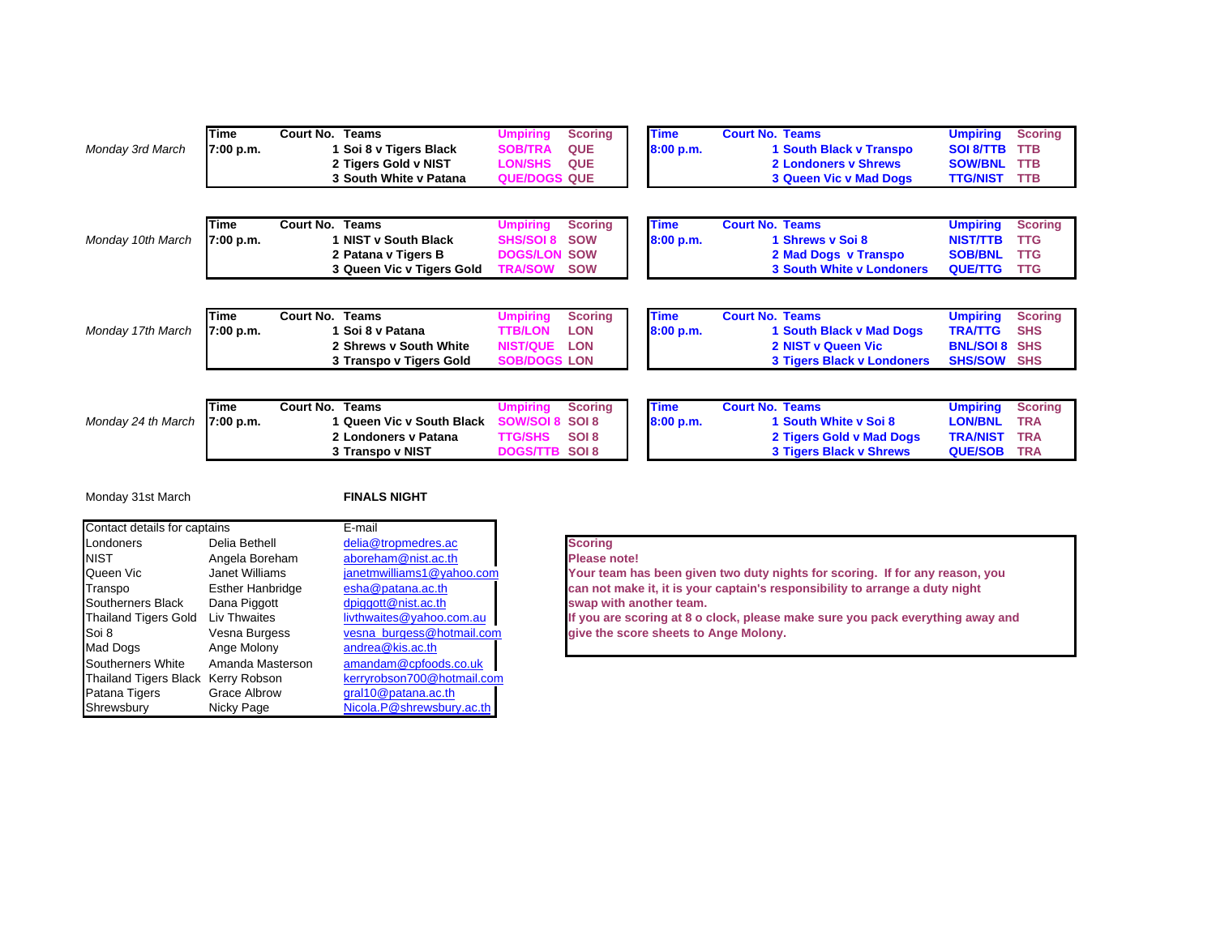| | Time | Court No. | Teams | Umpiring | Scoring | Time | Court No. | Teams | Umpiring | Scoring |
|---|---|---|---|---|---|---|---|---|---|---|
| *Monday 3rd March* | **7:00 p.m.** | **1** | **Soi 8 v Tigers Black** | **SOB/TRA** | **QUE** | **8:00 p.m.** | **1** | **South Black v Transpo** | **SOI 8/TTB** | **TTB** |
| | | **2** | **Tigers Gold v NIST** | **LON/SHS** | **QUE** | | **2** | **Londoners v Shrews** | **SOW/BNL** | **TTB** |
| | | **3** | **South White v Patana** | **QUE/DOGS** | **QUE** | | **3** | **Queen Vic v Mad Dogs** | **TTG/NIST** | **TTB** |

| | Time | Court No. | Teams | Umpiring | Scoring | Time | Court No. | Teams | Umpiring | Scoring |
|---|---|---|---|---|---|---|---|---|---|---|
| *Monday 10th March* | **7:00 p.m.** | **1** | **NIST v South Black** | **SHS/SOI 8** | **SOW** | **8:00 p.m.** | **1** | **Shrews v Soi 8** | **NIST/TTB** | **TTG** |
| | | **2** | **Patana v Tigers B** | **DOGS/LON** | **SOW** | | **2** | **Mad Dogs v Transpo** | **SOB/BNL** | **TTG** |
| | | **3** | **Queen Vic v Tigers Gold** | **TRA/SOW** | **SOW** | | **3** | **South White v Londoners** | **QUE/TTG** | **TTG** |

| | Time | Court No. | Teams | Umpiring | Scoring | Time | Court No. | Teams | Umpiring | Scoring |
|---|---|---|---|---|---|---|---|---|---|---|
| *Monday 17th March* | **7:00 p.m.** | **1** | **Soi 8 v Patana** | **TTB/LON** | **LON** | **8:00 p.m.** | **1** | **South Black v Mad Dogs** | **TRA/TTG** | **SHS** |
| | | **2** | **Shrews v South White** | **NIST/QUE** | **LON** | | **2** | **NIST v Queen Vic** | **BNL/SOI 8** | **SHS** |
| | | **3** | **Transpo v Tigers Gold** | **SOB/DOGS** | **LON** | | **3** | **Tigers Black v Londoners** | **SHS/SOW** | **SHS** |

| | Time | Court No. | Teams | Umpiring | Scoring | Time | Court No. | Teams | Umpiring | Scoring |
|---|---|---|---|---|---|---|---|---|---|---|
| *Monday 24 th March* | **7:00 p.m.** | **1** | **Queen Vic v South Black** | **SOW/SOI 8** | **SOI 8** | **8:00 p.m.** | **1** | **South White v Soi 8** | **LON/BNL** | **TRA** |
| | | **2** | **Londoners v Patana** | **TTG/SHS** | **SOI 8** | | **2** | **Tigers Gold v Mad Dogs** | **TRA/NIST** | **TRA** |
| | | **3** | **Transpo v NIST** | **DOGS/TTB** | **SOI 8** | | **3** | **Tigers Black v Shrews** | **QUE/SOB** | **TRA** |

Monday 31st March **FINALS NIGHT**

| Contact details for captains | | E-mail |
|---|---|---|
| Londoners | Delia Bethell | delia@tropmedres.ac |
| NIST | Angela Boreham | aboreham@nist.ac.th |
| Queen Vic | Janet Williams | janetmwilliams1@yahoo.com |
| Transpo | Esther Hanbridge | esha@patana.ac.th |
| Southerners Black | Dana Piggott | dpiggott@nist.ac.th |
| Thailand Tigers Gold | Liv Thwaites | livthwaites@yahoo.com.au |
| Soi 8 | Vesna Burgess | vesna_burgess@hotmail.com |
| Mad Dogs | Ange Molony | andrea@kis.ac.th |
| Southerners White | Amanda Masterson | amandam@cpfoods.co.uk |
| Thailand Tigers Black | Kerry Robson | kerryrobson700@hotmail.com |
| Patana Tigers | Grace Albrow | gral10@patana.ac.th |
| Shrewsbury | Nicky Page | Nicola.P@shrewsbury.ac.th |

**Scoring**
**Please note!**
**Your team has been given two duty nights for scoring. If for any reason, you can not make it, it is your captain's responsibility to arrange a duty night swap with another team.**
**If you are scoring at 8 o clock, please make sure you pack everything away and give the score sheets to Ange Molony.**